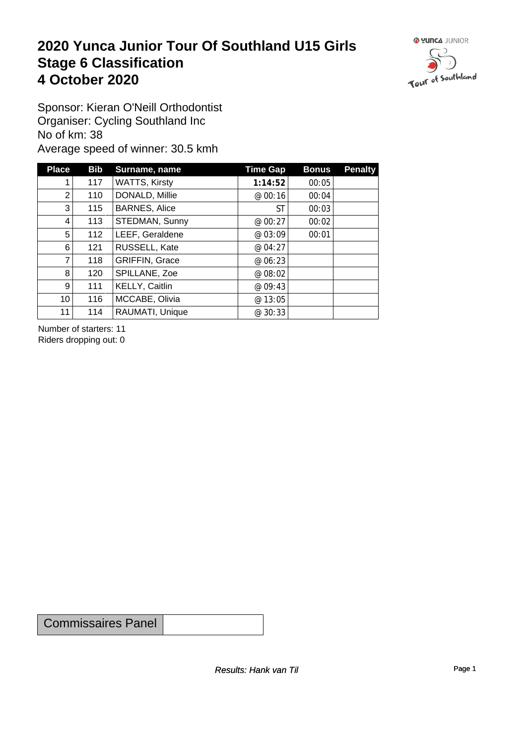# 2020 Yunca Junior Tour Of Southland U15 Girls
# Stage 6 Classification
# 4 October 2020

Sponsor: Kieran O'Neill Orthodontist
Organiser: Cycling Southland Inc
No of km: 38
Average speed of winner: 30.5 kmh

| Place | Bib | Surname, name | Time Gap | Bonus | Penalty |
|---|---|---|---|---|---|
| 1 | 117 | WATTS, Kirsty | **1:14:52** | 00:05 | |
| 2 | 110 | DONALD, Millie | @ 00:16 | 00:04 | |
| 3 | 115 | BARNES, Alice | ST | 00:03 | |
| 4 | 113 | STEDMAN, Sunny | @ 00:27 | 00:02 | |
| 5 | 112 | LEEF, Geraldene | @ 03:09 | 00:01 | |
| 6 | 121 | RUSSELL, Kate | @ 04:27 | | |
| 7 | 118 | GRIFFIN, Grace | @ 06:23 | | |
| 8 | 120 | SPILLANE, Zoe | @ 08:02 | | |
| 9 | 111 | KELLY, Caitlin | @ 09:43 | | |
| 10 | 116 | MCCABE, Olivia | @ 13:05 | | |
| 11 | 114 | RAUMATI, Unique | @ 30:33 | | |

Number of starters: 11
Riders dropping out: 0

| Commissaires Panel | |
|---|---|

*Results: Hank van Til*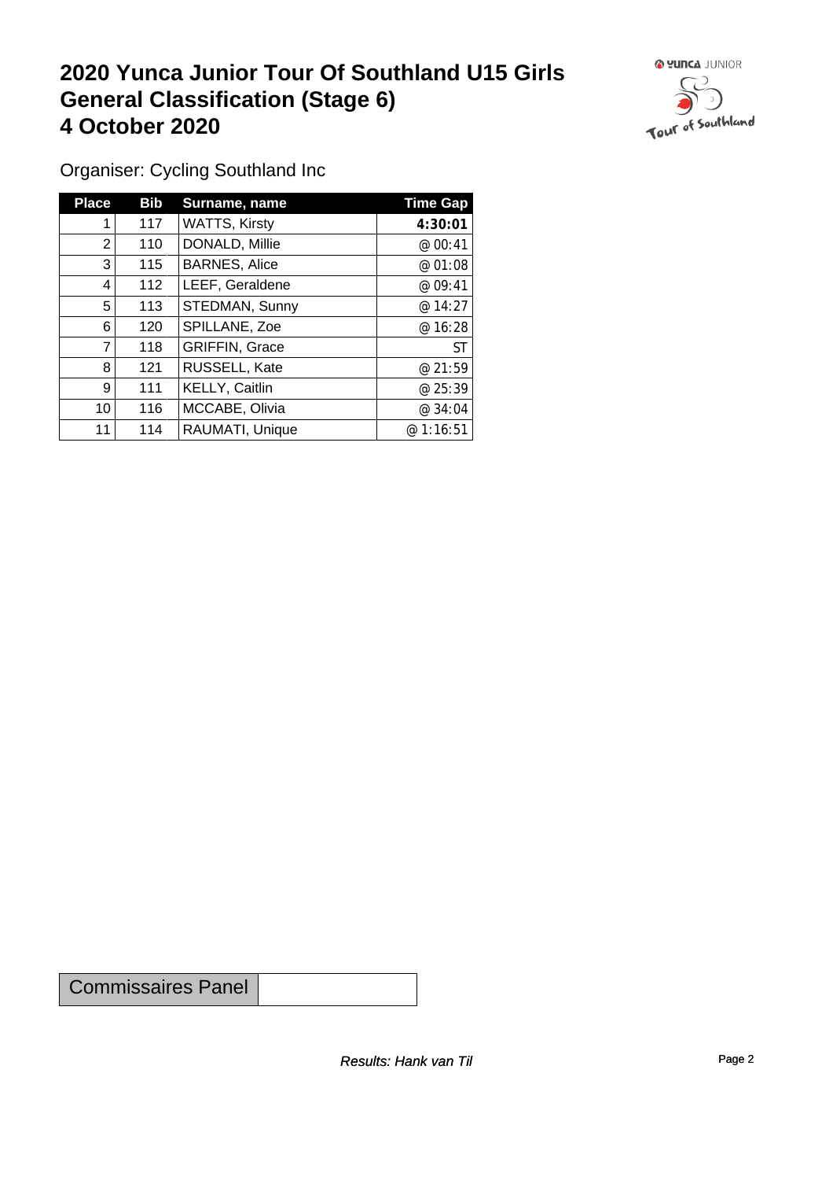# 2020 Yunca Junior Tour Of Southland U15 Girls
# General Classification (Stage 6)
# 4 October 2020

Organiser: Cycling Southland Inc

| Place | Bib | Surname, name | Time Gap |
|---|---|---|---|
| 1 | 117 | WATTS, Kirsty | **4:30:01** |
| 2 | 110 | DONALD, Millie | @ 00:41 |
| 3 | 115 | BARNES, Alice | @ 01:08 |
| 4 | 112 | LEEF, Geraldene | @ 09:41 |
| 5 | 113 | STEDMAN, Sunny | @ 14:27 |
| 6 | 120 | SPILLANE, Zoe | @ 16:28 |
| 7 | 118 | GRIFFIN, Grace | ST |
| 8 | 121 | RUSSELL, Kate | @ 21:59 |
| 9 | 111 | KELLY, Caitlin | @ 25:39 |
| 10 | 116 | MCCABE, Olivia | @ 34:04 |
| 11 | 114 | RAUMATI, Unique | @ 1:16:51 |

| Commissaires Panel | |
|---|---|

*Results: Hank van Til*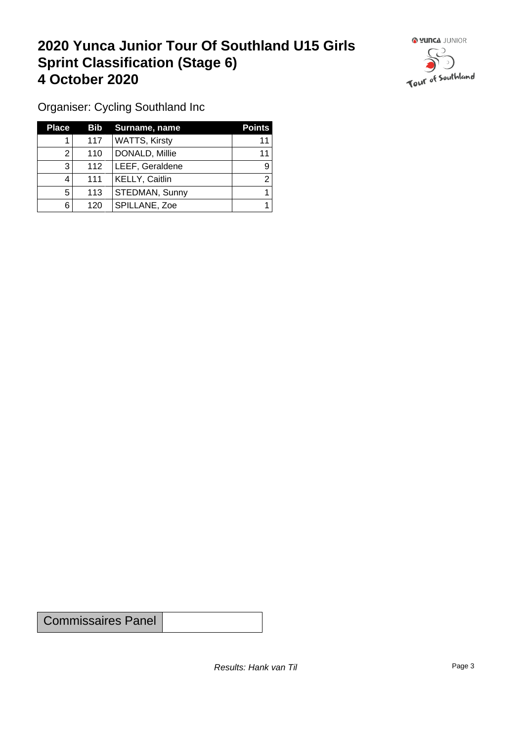# 2020 Yunca Junior Tour Of Southland U15 Girls Sprint Classification (Stage 6) 4 October 2020

Organiser: Cycling Southland Inc

| Place | Bib | Surname, name | Points |
|---|---|---|---|
| 1 | 117 | WATTS, Kirsty | 11 |
| 2 | 110 | DONALD, Millie | 11 |
| 3 | 112 | LEEF, Geraldene | 9 |
| 4 | 111 | KELLY, Caitlin | 2 |
| 5 | 113 | STEDMAN, Sunny | 1 |
| 6 | 120 | SPILLANE, Zoe | 1 |

| Commissaires Panel | |
|---|---|

*Results: Hank van Til*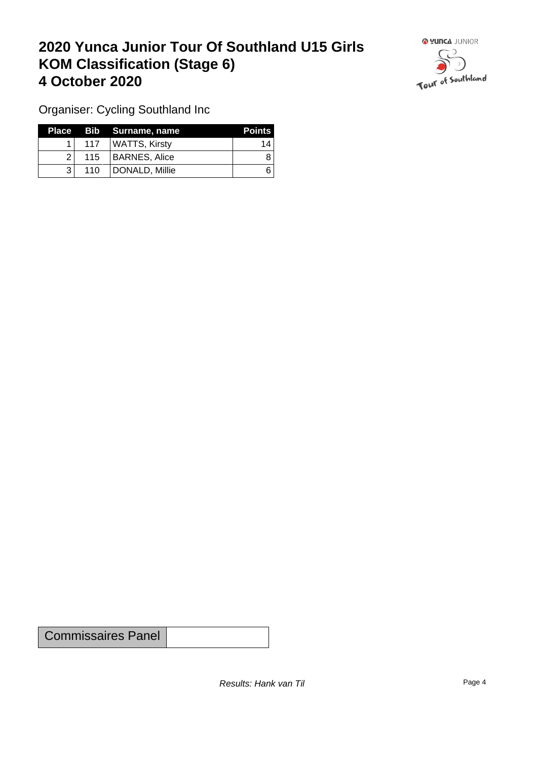# 2020 Yunca Junior Tour Of Southland U15 Girls
# KOM Classification (Stage 6)
# 4 October 2020

Organiser: Cycling Southland Inc

| Place | Bib | Surname, name | Points |
|---|---|---|---|
| 1 | 117 | WATTS, Kirsty | 14 |
| 2 | 115 | BARNES, Alice | 8 |
| 3 | 110 | DONALD, Millie | 6 |

| Commissaires Panel | |
|---|---|

*Results: Hank van Til*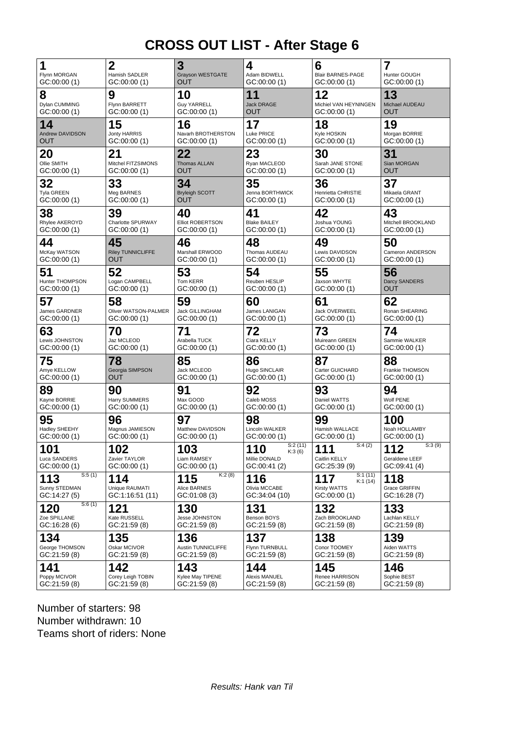# CROSS OUT LIST - After Stage 6

| | | | | | |
|---|---|---|---|---|---|
| **1**<br>Flynn MORGAN<br>GC:00:00 (1) | **2**<br>Hamish SADLER<br>GC:00:00 (1) | **3**<br>Grayson WESTGATE<br>OUT | **4**<br>Adam BIDWELL<br>GC:00:00 (1) | **6**<br>Blair BARNES-PAGE<br>GC:00:00 (1) | **7**<br>Hunter GOUGH<br>GC:00:00 (1) |
| **8**<br>Dylan CUMMING<br>GC:00:00 (1) | **9**<br>Flynn BARRETT<br>GC:00:00 (1) | **10**<br>Guy YARRELL<br>GC:00:00 (1) | **11**<br>Jack DRAGE<br>OUT | **12**<br>Michiel VAN HEYNINGEN<br>GC:00:00 (1) | **13**<br>Michael AUDEAU<br>OUT |
| **14**<br>Andrew DAVIDSON<br>OUT | **15**<br>Jonty HARRIS<br>GC:00:00 (1) | **16**<br>Navarh BROTHERSTON<br>GC:00:00 (1) | **17**<br>Luke PRICE<br>GC:00:00 (1) | **18**<br>Kyle HOSKIN<br>GC:00:00 (1) | **19**<br>Morgan BORRIE<br>GC:00:00 (1) |
| **20**<br>Ollie SMITH<br>GC:00:00 (1) | **21**<br>Mitchel FITZSIMONS<br>GC:00:00 (1) | **22**<br>Thomas ALLAN<br>OUT | **23**<br>Ryan MACLEOD<br>GC:00:00 (1) | **30**<br>Sarah JANE STONE<br>GC:00:00 (1) | **31**<br>Sian MORGAN<br>OUT |
| **32**<br>Tyla GREEN<br>GC:00:00 (1) | **33**<br>Meg BARNES<br>GC:00:00 (1) | **34**<br>Bryleigh SCOTT<br>OUT | **35**<br>Jenna BORTHWICK<br>GC:00:00 (1) | **36**<br>Henrietta CHRISTIE<br>GC:00:00 (1) | **37**<br>Mikaela GRANT<br>GC:00:00 (1) |
| **38**<br>Rhylee AKEROYD<br>GC:00:00 (1) | **39**<br>Charlotte SPURWAY<br>GC:00:00 (1) | **40**<br>Elliot ROBERTSON<br>GC:00:00 (1) | **41**<br>Blake BAILEY<br>GC:00:00 (1) | **42**<br>Joshua YOUNG<br>GC:00:00 (1) | **43**<br>Mitchell BROOKLAND<br>GC:00:00 (1) |
| **44**<br>McKay WATSON<br>GC:00:00 (1) | **45**<br>Riley TUNNICLIFFE<br>OUT | **46**<br>Marshall ERWOOD<br>GC:00:00 (1) | **48**<br>Thomas AUDEAU<br>GC:00:00 (1) | **49**<br>Lewis DAVIDSON<br>GC:00:00 (1) | **50**<br>Cameron ANDERSON<br>GC:00:00 (1) |
| **51**<br>Hunter THOMPSON<br>GC:00:00 (1) | **52**<br>Logan CAMPBELL<br>GC:00:00 (1) | **53**<br>Tom KERR<br>GC:00:00 (1) | **54**<br>Reuben HESLIP<br>GC:00:00 (1) | **55**<br>Jaxson WHYTE<br>GC:00:00 (1) | **56**<br>Darcy SANDERS<br>OUT |
| **57**<br>James GARDNER<br>GC:00:00 (1) | **58**<br>Oliver WATSON-PALMER<br>GC:00:00 (1) | **59**<br>Jack GILLINGHAM<br>GC:00:00 (1) | **60**<br>James LANIGAN<br>GC:00:00 (1) | **61**<br>Jack OVERWEEL<br>GC:00:00 (1) | **62**<br>Ronan SHEARING<br>GC:00:00 (1) |
| **63**<br>Lewis JOHNSTON<br>GC:00:00 (1) | **70**<br>Jaz MCLEOD<br>GC:00:00 (1) | **71**<br>Arabella TUCK<br>GC:00:00 (1) | **72**<br>Ciara KELLY<br>GC:00:00 (1) | **73**<br>Muireann GREEN<br>GC:00:00 (1) | **74**<br>Sammie WALKER<br>GC:00:00 (1) |
| **75**<br>Amye KELLOW<br>GC:00:00 (1) | **78**<br>Georgia SIMPSON<br>OUT | **85**<br>Jack MCLEOD<br>GC:00:00 (1) | **86**<br>Hugo SINCLAIR<br>GC:00:00 (1) | **87**<br>Carter GUICHARD<br>GC:00:00 (1) | **88**<br>Frankie THOMSON<br>GC:00:00 (1) |
| **89**<br>Kayne BORRIE<br>GC:00:00 (1) | **90**<br>Harry SUMMERS<br>GC:00:00 (1) | **91**<br>Max GOOD<br>GC:00:00 (1) | **92**<br>Caleb MOSS<br>GC:00:00 (1) | **93**<br>Daniel WATTS<br>GC:00:00 (1) | **94**<br>Wolf PENE<br>GC:00:00 (1) |
| **95**<br>Hadley SHEEHY<br>GC:00:00 (1) | **96**<br>Magnus JAMIESON<br>GC:00:00 (1) | **97**<br>Matthew DAVIDSON<br>GC:00:00 (1) | **98**<br>Lincoln WALKER<br>GC:00:00 (1) | **99**<br>Hamish WALLACE<br>GC:00:00 (1) | **100**<br>Noah HOLLAMBY<br>GC:00:00 (1) |
| **101**<br>Luca SANDERS<br>GC:00:00 (1) | **102**<br>Zavier TAYLOR<br>GC:00:00 (1) | **103**<br>Liam RAMSEY<br>GC:00:00 (1) | **110** S:2 (11) K:3 (6)<br>Millie DONALD<br>GC:00:41 (2) | **111** S:4 (2)<br>Caitlin KELLY<br>GC:25:39 (9) | **112** S:3 (9)<br>Geraldene LEEF<br>GC:09:41 (4) |
| **113** S:5 (1)<br>Sunny STEDMAN<br>GC:14:27 (5) | **114**<br>Unique RAUMATI<br>GC:1:16:51 (11) | **115** K:2 (8)<br>Alice BARNES<br>GC:01:08 (3) | **116**<br>Olivia MCCABE<br>GC:34:04 (10) | **117** S:1 (11) K:1 (14)<br>Kirsty WATTS<br>GC:00:00 (1) | **118**<br>Grace GRIFFIN<br>GC:16:28 (7) |
| **120** S:6 (1)<br>Zoe SPILLANE<br>GC:16:28 (6) | **121**<br>Kate RUSSELL<br>GC:21:59 (8) | **130**<br>Jesse JOHNSTON<br>GC:21:59 (8) | **131**<br>Benson BOYS<br>GC:21:59 (8) | **132**<br>Zach BROOKLAND<br>GC:21:59 (8) | **133**<br>Lachlan KELLY<br>GC:21:59 (8) |
| **134**<br>George THOMSON<br>GC:21:59 (8) | **135**<br>Oskar MCIVOR<br>GC:21:59 (8) | **136**<br>Austin TUNNICLIFFE<br>GC:21:59 (8) | **137**<br>Flynn TURNBULL<br>GC:21:59 (8) | **138**<br>Conor TOOMEY<br>GC:21:59 (8) | **139**<br>Aiden WATTS<br>GC:21:59 (8) |
| **141**<br>Poppy MCIVOR<br>GC:21:59 (8) | **142**<br>Corey Leigh TOBIN<br>GC:21:59 (8) | **143**<br>Kylee May TIPENE<br>GC:21:59 (8) | **144**<br>Alexis MANUEL<br>GC:21:59 (8) | **145**<br>Renee HARRISON<br>GC:21:59 (8) | **146**<br>Sophie BEST<br>GC:21:59 (8) |

Number of starters: 98
Number withdrawn: 10
Teams short of riders: None

*Results: Hank van Til*